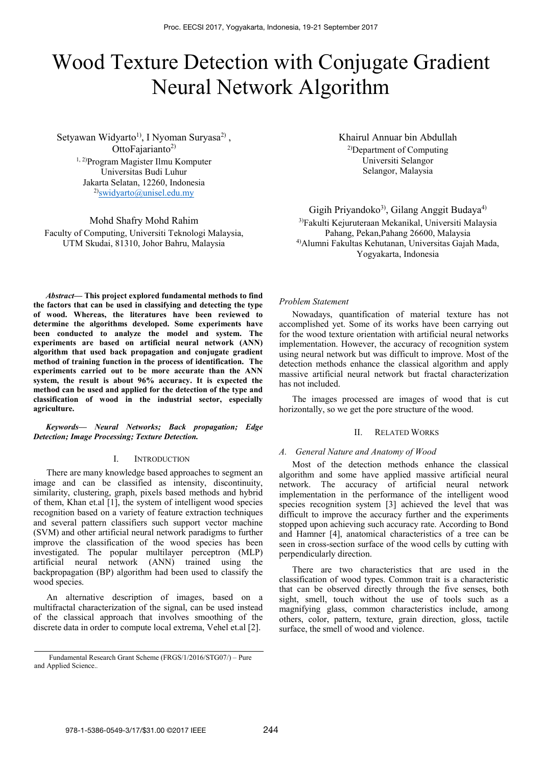# Wood Texture Detection with Conjugate Gradient Neural Network Algorithm

Setyawan Widyarto[1)], I Nyoman Suryasa[2)], OttoFajarianto[2)]
[1, 2)]Program Magister Ilmu Komputer
Universitas Budi Luhur
Jakarta Selatan, 12260, Indonesia
[2)]swidyarto@unisel.edu.my

Khairul Annuar bin Abdullah
[2)]Department of Computing
Universiti Selangor
Selangor, Malaysia

Mohd Shafry Mohd Rahim
Faculty of Computing, Universiti Teknologi Malaysia,
UTM Skudai, 81310, Johor Bahru, Malaysia

Gigih Priyandoko[3)], Gilang Anggit Budaya[4)]
[3)]Fakulti Kejuruteraan Mekanikal, Universiti Malaysia Pahang, Pekan,Pahang 26600, Malaysia
[4)]Alumni Fakultas Kehutanan, Universitas Gajah Mada, Yogyakarta, Indonesia

***Abstract*— This project explored fundamental methods to find the factors that can be used in classifying and detecting the type of wood. Whereas, the literatures have been reviewed to determine the algorithms developed. Some experiments have been conducted to analyze the model and system. The experiments are based on artificial neural network (ANN) algorithm that used back propagation and conjugate gradient method of training function in the process of identification. The experiments carried out to be more accurate than the ANN system, the result is about 96% accuracy. It is expected the method can be used and applied for the detection of the type and classification of wood in the industrial sector, especially agriculture.**

***Keywords*— Neural Networks; Back propagation; Edge Detection; Image Processing; Texture Detection.**

## I. Introduction

There are many knowledge based approaches to segment an image and can be classified as intensity, discontinuity, similarity, clustering, graph, pixels based methods and hybrid of them, Khan et.al [1], the system of intelligent wood species recognition based on a variety of feature extraction techniques and several pattern classifiers such support vector machine (SVM) and other artificial neural network paradigms to further improve the classification of the wood species has been investigated. The popular multilayer perceptron (MLP) artificial neural network (ANN) trained using the backpropagation (BP) algorithm had been used to classify the wood species.

An alternative description of images, based on a multifractal characterization of the signal, can be used instead of the classical approach that involves smoothing of the discrete data in order to compute local extrema, Vehel et.al [2].

Fundamental Research Grant Scheme (FRGS/1/2016/STG07/) – Pure and Applied Science..

*Problem Statement*

Nowadays, quantification of material texture has not accomplished yet. Some of its works have been carrying out for the wood texture orientation with artificial neural networks implementation. However, the accuracy of recognition system using neural network but was difficult to improve. Most of the detection methods enhance the classical algorithm and apply massive artificial neural network but fractal characterization has not included.

The images processed are images of wood that is cut horizontally, so we get the pore structure of the wood.

## II. Related Works

### *A. General Nature and Anatomy of Wood*

Most of the detection methods enhance the classical algorithm and some have applied massive artificial neural network. The accuracy of artificial neural network implementation in the performance of the intelligent wood species recognition system [3] achieved the level that was difficult to improve the accuracy further and the experiments stopped upon achieving such accuracy rate. According to Bond and Hamner [4], anatomical characteristics of a tree can be seen in cross-section surface of the wood cells by cutting with perpendicularly direction.

There are two characteristics that are used in the classification of wood types. Common trait is a characteristic that can be observed directly through the five senses, both sight, smell, touch without the use of tools such as a magnifying glass, common characteristics include, among others, color, pattern, texture, grain direction, gloss, tactile surface, the smell of wood and violence.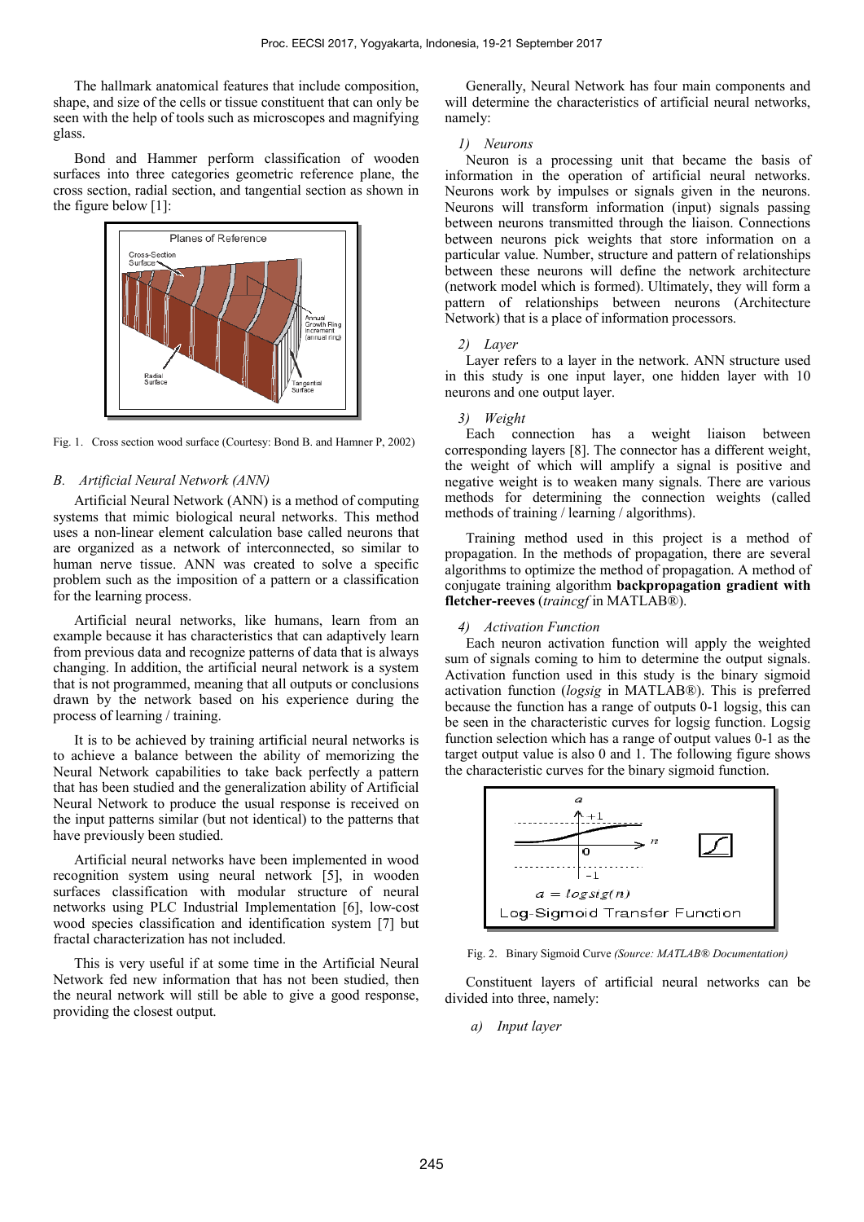The hallmark anatomical features that include composition, shape, and size of the cells or tissue constituent that can only be seen with the help of tools such as microscopes and magnifying glass.

Bond and Hammer perform classification of wooden surfaces into three categories geometric reference plane, the cross section, radial section, and tangential section as shown in the figure below [1]:

Fig. 1. Cross section wood surface (Courtesy: Bond B. and Hamner P, 2002)

## *B. Artificial Neural Network (ANN)*

Artificial Neural Network (ANN) is a method of computing systems that mimic biological neural networks. This method uses a non-linear element calculation base called neurons that are organized as a network of interconnected, so similar to human nerve tissue. ANN was created to solve a specific problem such as the imposition of a pattern or a classification for the learning process.

Artificial neural networks, like humans, learn from an example because it has characteristics that can adaptively learn from previous data and recognize patterns of data that is always changing. In addition, the artificial neural network is a system that is not programmed, meaning that all outputs or conclusions drawn by the network based on his experience during the process of learning / training.

It is to be achieved by training artificial neural networks is to achieve a balance between the ability of memorizing the Neural Network capabilities to take back perfectly a pattern that has been studied and the generalization ability of Artificial Neural Network to produce the usual response is received on the input patterns similar (but not identical) to the patterns that have previously been studied.

Artificial neural networks have been implemented in wood recognition system using neural network [5], in wooden surfaces classification with modular structure of neural networks using PLC Industrial Implementation [6], low-cost wood species classification and identification system [7] but fractal characterization has not included.

This is very useful if at some time in the Artificial Neural Network fed new information that has not been studied, then the neural network will still be able to give a good response, providing the closest output.

Generally, Neural Network has four main components and will determine the characteristics of artificial neural networks, namely:

### *1) Neurons*

Neuron is a processing unit that became the basis of information in the operation of artificial neural networks. Neurons work by impulses or signals given in the neurons. Neurons will transform information (input) signals passing between neurons transmitted through the liaison. Connections between neurons pick weights that store information on a particular value. Number, structure and pattern of relationships between these neurons will define the network architecture (network model which is formed). Ultimately, they will form a pattern of relationships between neurons (Architecture Network) that is a place of information processors.

### *2) Layer*

Layer refers to a layer in the network. ANN structure used in this study is one input layer, one hidden layer with 10 neurons and one output layer.

### *3) Weight*

Each connection has a weight liaison between corresponding layers [8]. The connector has a different weight, the weight of which will amplify a signal is positive and negative weight is to weaken many signals. There are various methods for determining the connection weights (called methods of training / learning / algorithms).

Training method used in this project is a method of propagation. In the methods of propagation, there are several algorithms to optimize the method of propagation. A method of conjugate training algorithm **backpropagation gradient with fletcher-reeves** (*traincgf* in MATLAB®).

### *4) Activation Function*

Each neuron activation function will apply the weighted sum of signals coming to him to determine the output signals. Activation function used in this study is the binary sigmoid activation function (*logsig* in MATLAB®). This is preferred because the function has a range of outputs 0-1 logsig, this can be seen in the characteristic curves for logsig function. Logsig function selection which has a range of output values 0-1 as the target output value is also 0 and 1. The following figure shows the characteristic curves for the binary sigmoid function.

Fig. 2. Binary Sigmoid Curve *(Source: MATLAB® Documentation)*

Constituent layers of artificial neural networks can be divided into three, namely:

*a) Input layer*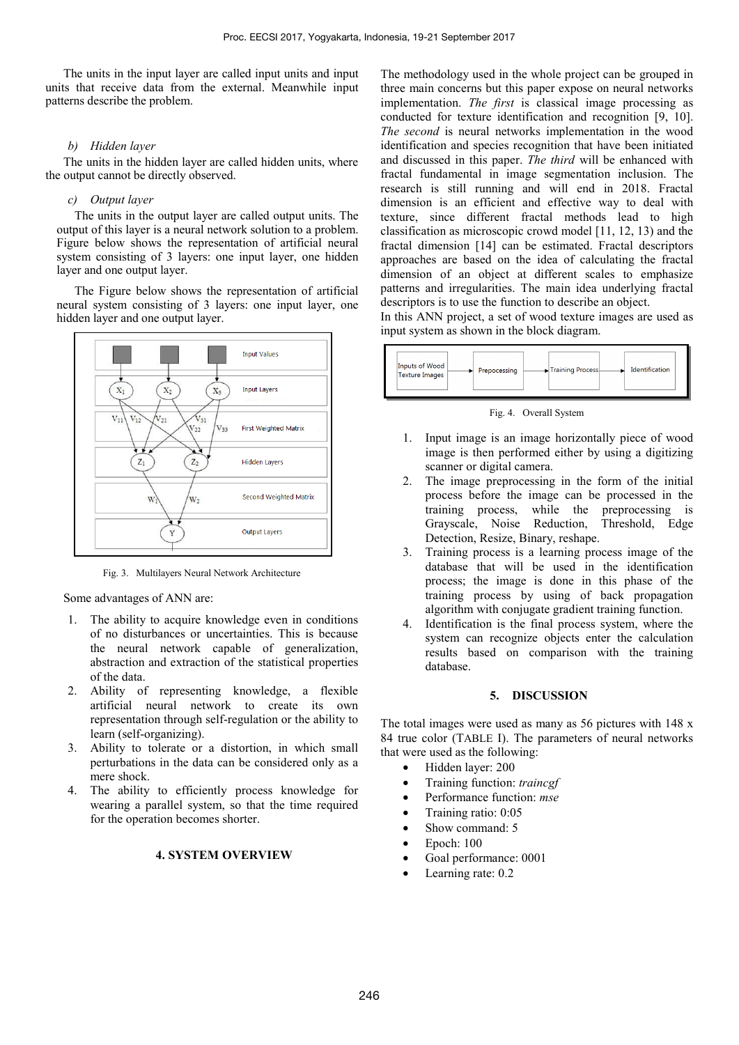The units in the input layer are called input units and input units that receive data from the external. Meanwhile input patterns describe the problem.

*b) Hidden layer*

The units in the hidden layer are called hidden units, where the output cannot be directly observed.

*c) Output layer*

The units in the output layer are called output units. The output of this layer is a neural network solution to a problem. Figure below shows the representation of artificial neural system consisting of 3 layers: one input layer, one hidden layer and one output layer.

The Figure below shows the representation of artificial neural system consisting of 3 layers: one input layer, one hidden layer and one output layer.

Fig. 3. Multilayers Neural Network Architecture

Some advantages of ANN are:

1. The ability to acquire knowledge even in conditions of no disturbances or uncertainties. This is because the neural network capable of generalization, abstraction and extraction of the statistical properties of the data.
2. Ability of representing knowledge, a flexible artificial neural network to create its own representation through self-regulation or the ability to learn (self-organizing).
3. Ability to tolerate or a distortion, in which small perturbations in the data can be considered only as a mere shock.
4. The ability to efficiently process knowledge for wearing a parallel system, so that the time required for the operation becomes shorter.

## 4. SYSTEM OVERVIEW

The methodology used in the whole project can be grouped in three main concerns but this paper expose on neural networks implementation. *The first* is classical image processing as conducted for texture identification and recognition [9, 10]. *The second* is neural networks implementation in the wood identification and species recognition that have been initiated and discussed in this paper. *The third* will be enhanced with fractal fundamental in image segmentation inclusion. The research is still running and will end in 2018. Fractal dimension is an efficient and effective way to deal with texture, since different fractal methods lead to high classification as microscopic crowd model [11, 12, 13) and the fractal dimension [14] can be estimated. Fractal descriptors approaches are based on the idea of calculating the fractal dimension of an object at different scales to emphasize patterns and irregularities. The main idea underlying fractal descriptors is to use the function to describe an object.

In this ANN project, a set of wood texture images are used as input system as shown in the block diagram.

Fig. 4. Overall System

1. Input image is an image horizontally piece of wood image is then performed either by using a digitizing scanner or digital camera.
2. The image preprocessing in the form of the initial process before the image can be processed in the training process, while the preprocessing is Grayscale, Noise Reduction, Threshold, Edge Detection, Resize, Binary, reshape.
3. Training process is a learning process image of the database that will be used in the identification process; the image is done in this phase of the training process by using of back propagation algorithm with conjugate gradient training function.
4. Identification is the final process system, where the system can recognize objects enter the calculation results based on comparison with the training database.

## 5. DISCUSSION

The total images were used as many as 56 pictures with 148 x 84 true color (TABLE I). The parameters of neural networks that were used as the following:

- Hidden layer: 200
- Training function: *traincgf*
- Performance function: *mse*
- Training ratio: 0:05
- Show command: 5
- Epoch: 100
- Goal performance: 0001
- Learning rate: 0.2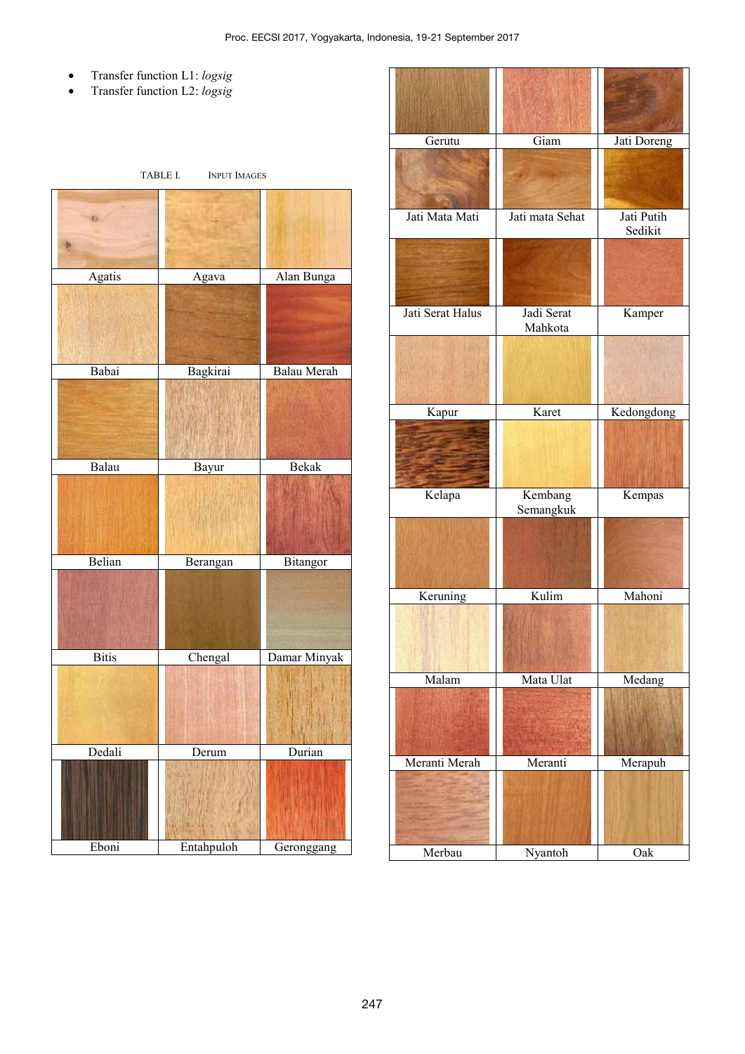- Transfer function L1: *logsig*
- Transfer function L2: *logsig*

TABLE I. INPUT IMAGES

| | | |
|---|---|---|
| Agatis | Agava | Alan Bunga |
| Babai | Bagkirai | Balau Merah |
| Balau | Bayur | Bekak |
| Belian | Berangan | Bitangor |
| Bitis | Chengal | Damar Minyak |
| Dedali | Derum | Durian |
| Eboni | Entahpuloh | Geronggang |
| Gerutu | Giam | Jati Doreng |
| Jati Mata Mati | Jati mata Sehat | Jati Putih Sedikit |
| Jati Serat Halus | Jadi Serat Mahkota | Kamper |
| Kapur | Karet | Kedongdong |
| Kelapa | Kembang Semangkuk | Kempas |
| Keruning | Kulim | Mahoni |
| Malam | Mata Ulat | Medang |
| Meranti Merah | Meranti | Merapuh |
| Merbau | Nyantoh | Oak |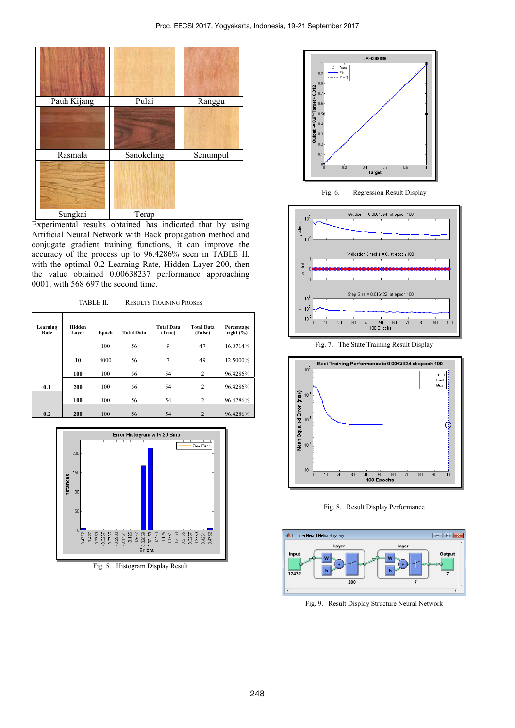| Pauh Kijang | Pulai | Ranggu |
|---|---|---|
| Rasmala | Sanokeling | Senumpul |
| Sungkai | Terap | |

Experimental results obtained has indicated that by using Artificial Neural Network with Back propagation method and conjugate gradient training functions, it can improve the accuracy of the process up to 96.4286% seen in TABLE II, with the optimal 0.2 Learning Rate, Hidden Layer 200, then the value obtained 0.00638237 performance approaching 0001, with 568 697 the second time.

TABLE II. RESULTS TRAINING PROSES

| Learning Rate | Hidden Layer | Epoch | Total Data | Total Data (True) | Total Data (False) | Percentage right (%) |
|---|---|---|---|---|---|---|
| | | 100 | 56 | 9 | 47 | 16.0714% |
| | 10 | 4000 | 56 | 7 | 49 | 12.5000% |
| | 100 | 100 | 56 | 54 | 2 | 96.4286% |
| 0.1 | 200 | 100 | 56 | 54 | 2 | 96.4286% |
| | 100 | 100 | 56 | 54 | 2 | 96.4286% |
| 0.2 | 200 | 100 | 56 | 54 | 2 | 96.4286% |

Fig. 5. Histogram Display Result

Fig. 6. Regression Result Display

Fig. 7. The State Training Result Display

Fig. 8. Result Display Performance

Fig. 9. Result Display Structure Neural Network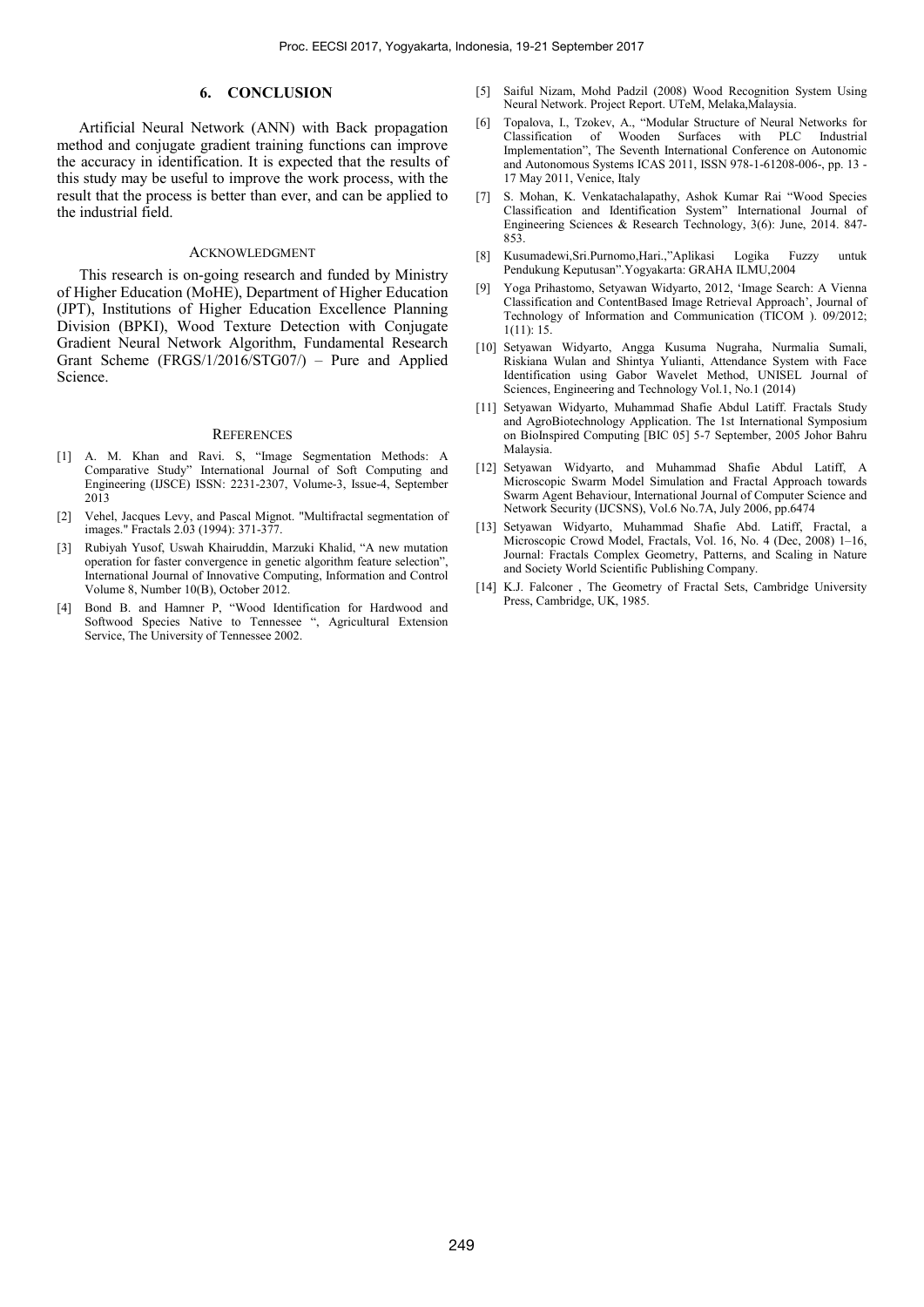## 6. CONCLUSION

Artificial Neural Network (ANN) with Back propagation method and conjugate gradient training functions can improve the accuracy in identification. It is expected that the results of this study may be useful to improve the work process, with the result that the process is better than ever, and can be applied to the industrial field.

### ACKNOWLEDGMENT

This research is on-going research and funded by Ministry of Higher Education (MoHE), Department of Higher Education (JPT), Institutions of Higher Education Excellence Planning Division (BPKI), Wood Texture Detection with Conjugate Gradient Neural Network Algorithm, Fundamental Research Grant Scheme (FRGS/1/2016/STG07/) – Pure and Applied Science.

### REFERENCES

[1] A. M. Khan and Ravi. S, "Image Segmentation Methods: A Comparative Study" International Journal of Soft Computing and Engineering (IJSCE) ISSN: 2231-2307, Volume-3, Issue-4, September 2013

[2] Vehel, Jacques Levy, and Pascal Mignot. "Multifractal segmentation of images." Fractals 2.03 (1994): 371-377.

[3] Rubiyah Yusof, Uswah Khairuddin, Marzuki Khalid, "A new mutation operation for faster convergence in genetic algorithm feature selection", International Journal of Innovative Computing, Information and Control Volume 8, Number 10(B), October 2012.

[4] Bond B. and Hamner P, "Wood Identification for Hardwood and Softwood Species Native to Tennessee ", Agricultural Extension Service, The University of Tennessee 2002.

[5] Saiful Nizam, Mohd Padzil (2008) Wood Recognition System Using Neural Network. Project Report. UTeM, Melaka,Malaysia.

[6] Topalova, I., Tzokev, A., "Modular Structure of Neural Networks for Classification of Wooden Surfaces with PLC Industrial Implementation", The Seventh International Conference on Autonomic and Autonomous Systems ICAS 2011, ISSN 978-1-61208-006-, pp. 13 - 17 May 2011, Venice, Italy

[7] S. Mohan, K. Venkatachalapathy, Ashok Kumar Rai "Wood Species Classification and Identification System" International Journal of Engineering Sciences & Research Technology, 3(6): June, 2014. 847-853.

[8] Kusumadewi,Sri.Purnomo,Hari.,"Aplikasi Logika Fuzzy untuk Pendukung Keputusan".Yogyakarta: GRAHA ILMU,2004

[9] Yoga Prihastomo, Setyawan Widyarto, 2012, 'Image Search: A Vienna Classification and ContentBased Image Retrieval Approach', Journal of Technology of Information and Communication (TICOM ). 09/2012; 1(11): 15.

[10] Setyawan Widyarto, Angga Kusuma Nugraha, Nurmalia Sumali, Riskiana Wulan and Shintya Yulianti, Attendance System with Face Identification using Gabor Wavelet Method, UNISEL Journal of Sciences, Engineering and Technology Vol.1, No.1 (2014)

[11] Setyawan Widyarto, Muhammad Shafie Abdul Latiff. Fractals Study and AgroBiotechnology Application. The 1st International Symposium on BioInspired Computing [BIC 05] 5-7 September, 2005 Johor Bahru Malaysia.

[12] Setyawan Widyarto, and Muhammad Shafie Abdul Latiff, A Microscopic Swarm Model Simulation and Fractal Approach towards Swarm Agent Behaviour, International Journal of Computer Science and Network Security (IJCSNS), Vol.6 No.7A, July 2006, pp.6474

[13] Setyawan Widyarto, Muhammad Shafie Abd. Latiff, Fractal, a Microscopic Crowd Model, Fractals, Vol. 16, No. 4 (Dec, 2008) 1–16, Journal: Fractals Complex Geometry, Patterns, and Scaling in Nature and Society World Scientific Publishing Company.

[14] K.J. Falconer , The Geometry of Fractal Sets, Cambridge University Press, Cambridge, UK, 1985.